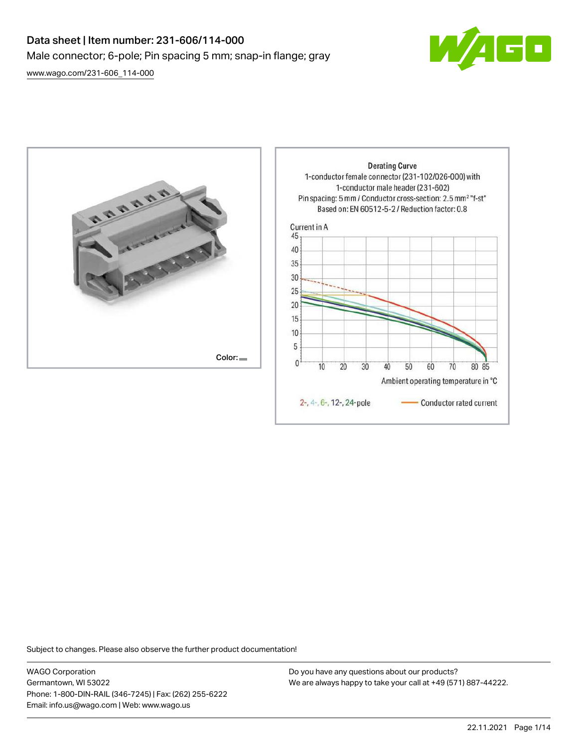# Data sheet | Item number: 231-606/114-000

Male connector; 6-pole; Pin spacing 5 mm; snap-in flange; gray

[www.wago.com/231-606_114-000](www.wago.com/231-606_114-000)

Color:

Derating Curve
1-conductor female connector (231-102/026-000) with
1-conductor male header (231-602)
Pin spacing: 5 mm / Conductor cross-section: 2.5 mm² "f-st"
Based on: EN 60512-5-2 / Reduction factor: 0.8

Current in A

Ambient operating temperature in °C

2-, 4-, 6-, 12-, 24-pole — Conductor rated current

Subject to changes. Please also observe the further product documentation!

WAGO Corporation
Germantown, WI 53022
Phone: 1-800-DIN-RAIL (346-7245) | Fax: (262) 255-6222
Email: info.us@wago.com | Web: www.wago.us

Do you have any questions about our products?
We are always happy to take your call at +49 (571) 887-44222.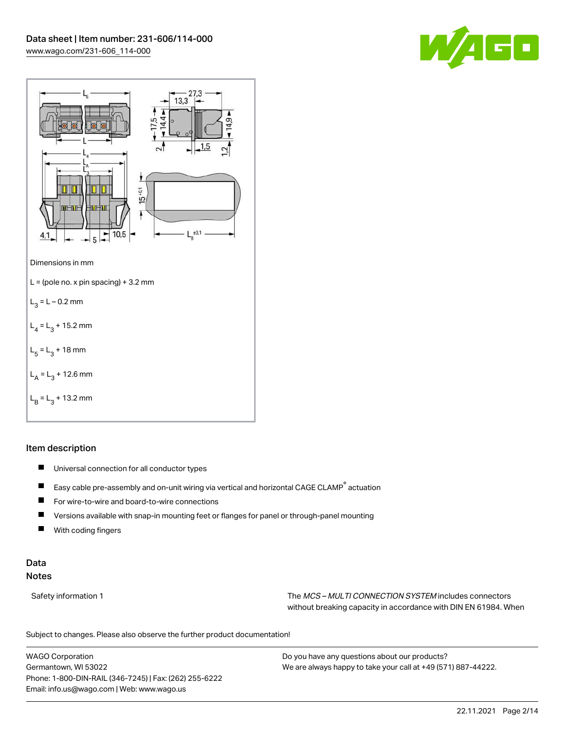Dimensions in mm

L = (pole no. x pin spacing) + 3.2 mm

$L_3$ = L – 0.2 mm

$L_4$ = $L_3$ + 15.2 mm

$L_5$ = $L_3$ + 18 mm

$L_A$ = $L_3$ + 12.6 mm

$L_B$ = $L_3$ + 13.2 mm

## Item description

- Universal connection for all conductor types
- Easy cable pre-assembly and on-unit wiring via vertical and horizontal CAGE CLAMP® actuation
- For wire-to-wire and board-to-wire connections
- Versions available with snap-in mounting feet or flanges for panel or through-panel mounting
- With coding fingers

## Data

### Notes

| | |
|---|---|
| Safety information 1 | The *MCS – MULTI CONNECTION SYSTEM* includes connectors without breaking capacity in accordance with DIN EN 61984. When |

Subject to changes. Please also observe the further product documentation!

WAGO Corporation
Germantown, WI 53022
Phone: 1-800-DIN-RAIL (346-7245) | Fax: (262) 255-6222
Email: info.us@wago.com | Web: www.wago.us

Do you have any questions about our products?
We are always happy to take your call at +49 (571) 887-44222.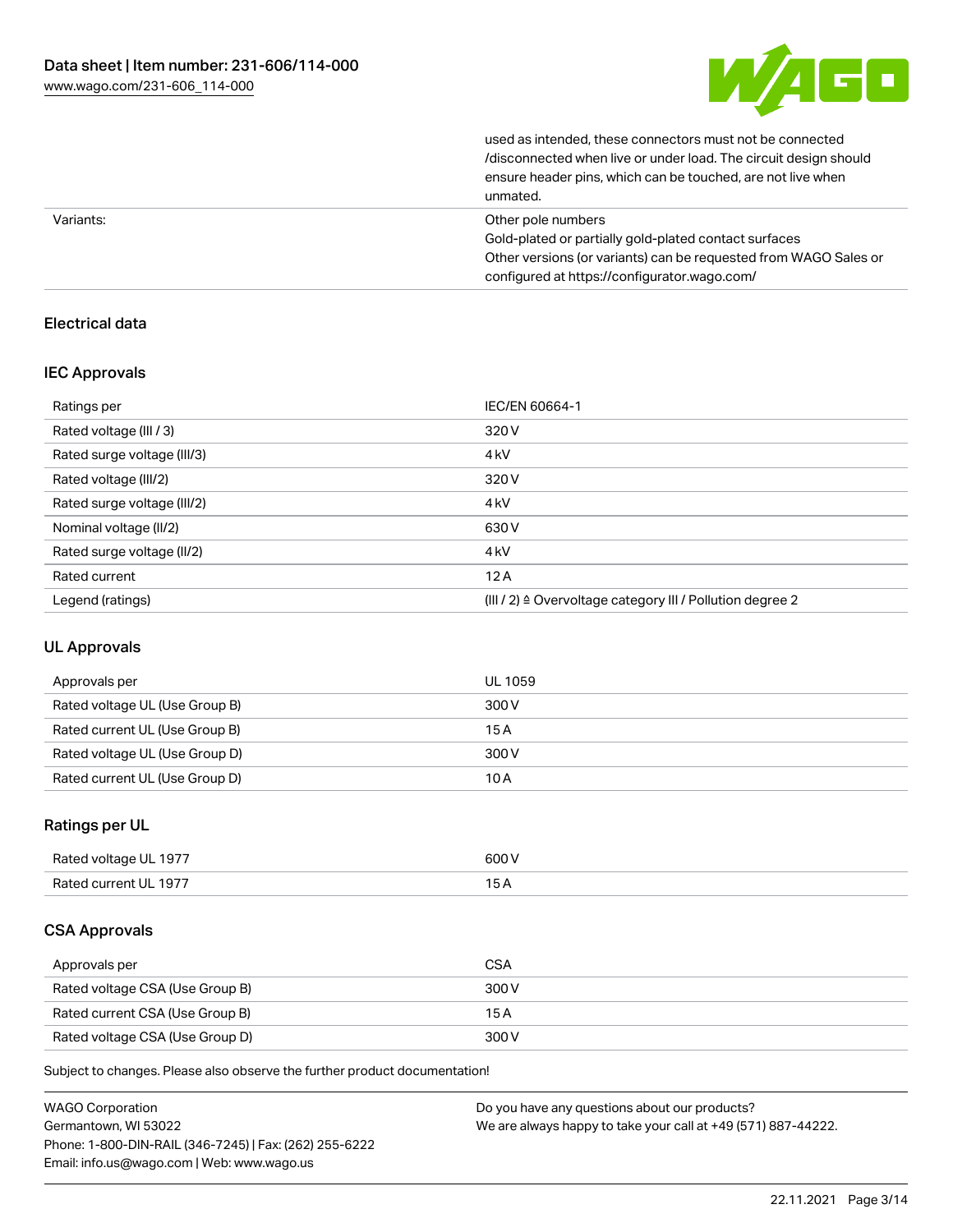| | |
|---|---|
| | used as intended, these connectors must not be connected /disconnected when live or under load. The circuit design should ensure header pins, which can be touched, are not live when unmated. |
| Variants: | Other pole numbers<br>Gold-plated or partially gold-plated contact surfaces<br>Other versions (or variants) can be requested from WAGO Sales or configured at https://configurator.wago.com/ |

## Electrical data

### IEC Approvals

| | |
|---|---|
| Ratings per | IEC/EN 60664-1 |
| Rated voltage (III / 3) | 320 V |
| Rated surge voltage (III/3) | 4 kV |
| Rated voltage (III/2) | 320 V |
| Rated surge voltage (III/2) | 4 kV |
| Nominal voltage (II/2) | 630 V |
| Rated surge voltage (II/2) | 4 kV |
| Rated current | 12 A |
| Legend (ratings) | (III / 2) ≙ Overvoltage category III / Pollution degree 2 |

### UL Approvals

| | |
|---|---|
| Approvals per | UL 1059 |
| Rated voltage UL (Use Group B) | 300 V |
| Rated current UL (Use Group B) | 15 A |
| Rated voltage UL (Use Group D) | 300 V |
| Rated current UL (Use Group D) | 10 A |

### Ratings per UL

| | |
|---|---|
| Rated voltage UL 1977 | 600 V |
| Rated current UL 1977 | 15 A |

### CSA Approvals

| | |
|---|---|
| Approvals per | CSA |
| Rated voltage CSA (Use Group B) | 300 V |
| Rated current CSA (Use Group B) | 15 A |
| Rated voltage CSA (Use Group D) | 300 V |

Subject to changes. Please also observe the further product documentation!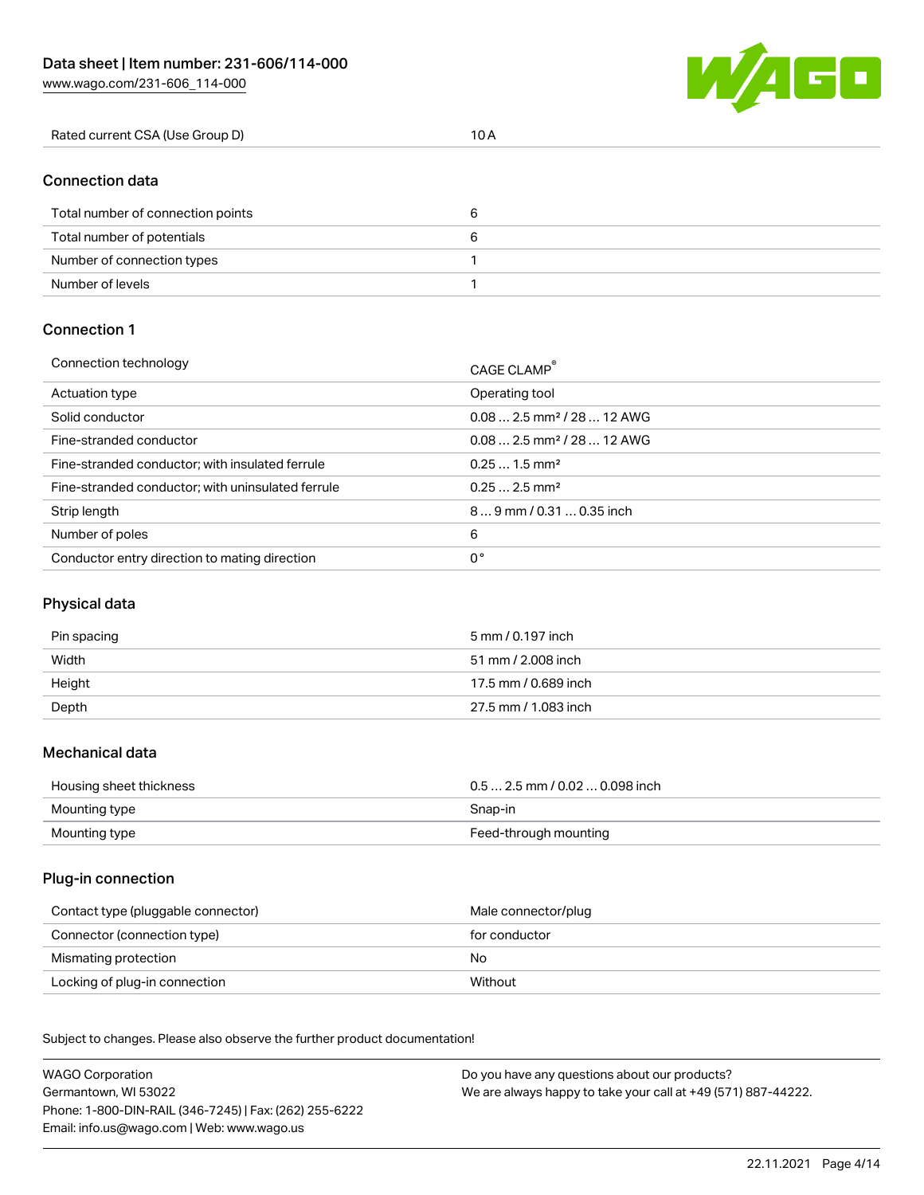| Rated current CSA (Use Group D) | 10 A |
| --- | --- |

## Connection data

| Total number of connection points | 6 |
| --- | --- |
| Total number of potentials | 6 |
| Number of connection types | 1 |
| Number of levels | 1 |

## Connection 1

| Connection technology | CAGE CLAMP® |
| --- | --- |
| Actuation type | Operating tool |
| Solid conductor | 0.08 … 2.5 mm² / 28 … 12 AWG |
| Fine-stranded conductor | 0.08 … 2.5 mm² / 28 … 12 AWG |
| Fine-stranded conductor; with insulated ferrule | 0.25 … 1.5 mm² |
| Fine-stranded conductor; with uninsulated ferrule | 0.25 … 2.5 mm² |
| Strip length | 8 … 9 mm / 0.31 … 0.35 inch |
| Number of poles | 6 |
| Conductor entry direction to mating direction | 0° |

## Physical data

| Pin spacing | 5 mm / 0.197 inch |
| --- | --- |
| Width | 51 mm / 2.008 inch |
| Height | 17.5 mm / 0.689 inch |
| Depth | 27.5 mm / 1.083 inch |

## Mechanical data

| Housing sheet thickness | 0.5 … 2.5 mm / 0.02 … 0.098 inch |
| --- | --- |
| Mounting type | Snap-in |
| Mounting type | Feed-through mounting |

## Plug-in connection

| Contact type (pluggable connector) | Male connector/plug |
| --- | --- |
| Connector (connection type) | for conductor |
| Mismatching protection | No |
| Locking of plug-in connection | Without |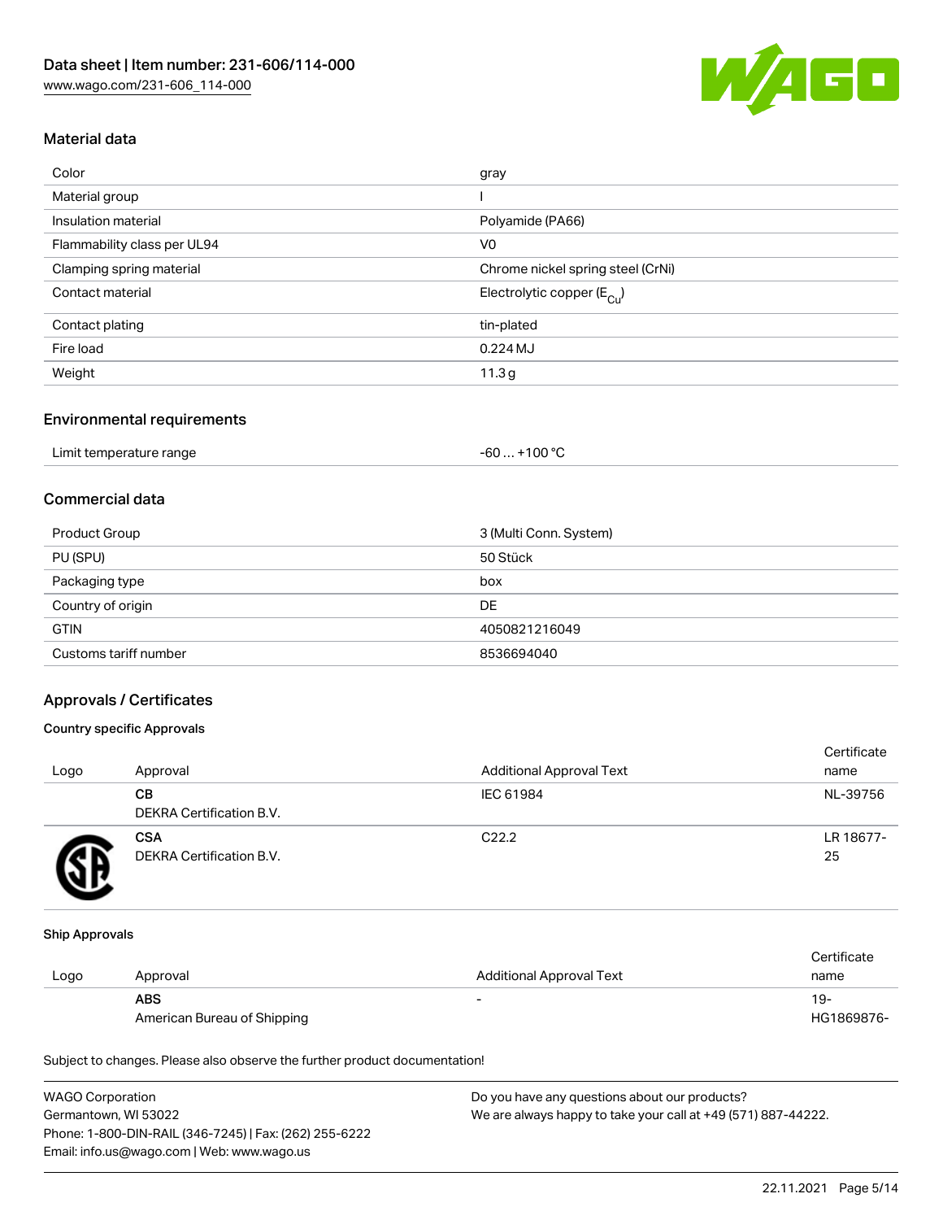## Material data

| Color | gray |
| --- | --- |
| Material group | I |
| Insulation material | Polyamide (PA66) |
| Flammability class per UL94 | V0 |
| Clamping spring material | Chrome nickel spring steel (CrNi) |
| Contact material | Electrolytic copper ($E_{Cu}$) |
| Contact plating | tin-plated |
| Fire load | 0.224 MJ |
| Weight | 11.3 g |

## Environmental requirements

| Limit temperature range | -60 … +100 °C |
| --- | --- |

## Commercial data

| Product Group | 3 (Multi Conn. System) |
| --- | --- |
| PU (SPU) | 50 Stück |
| Packaging type | box |
| Country of origin | DE |
| GTIN | 4050821216049 |
| Customs tariff number | 8536694040 |

## Approvals / Certificates

### Country specific Approvals

| Logo | Approval | Additional Approval Text | Certificate name |
| --- | --- | --- | --- |
| | **CB** DEKRA Certification B.V. | IEC 61984 | NL-39756 |
| | **CSA** DEKRA Certification B.V. | C22.2 | LR 18677-25 |

### Ship Approvals

| Logo | Approval | Additional Approval Text | Certificate name |
| --- | --- | --- | --- |
| | **ABS** American Bureau of Shipping | - | 19-HG1869876- |

Subject to changes. Please also observe the further product documentation!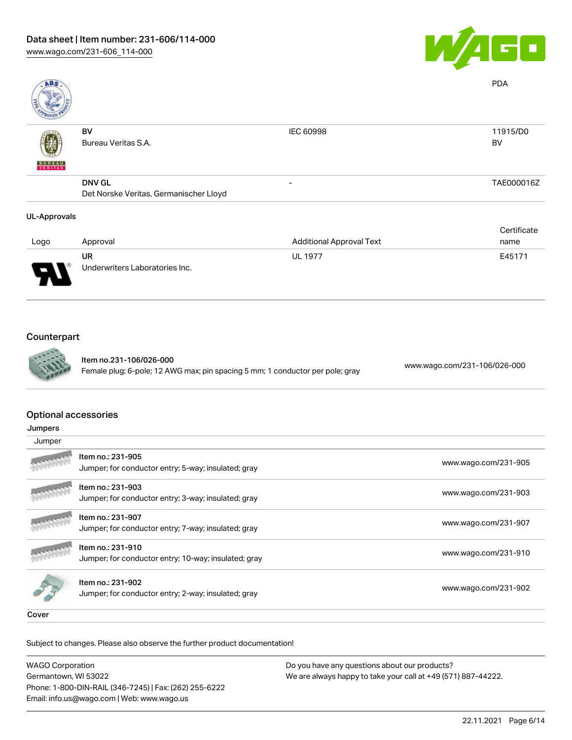| | | | |
|---|---|---|---|
| | | | PDA |
| | BV<br>Bureau Veritas S.A. | IEC 60998 | 11915/D0<br>BV |
| | DNV GL<br>Det Norske Veritas, Germanischer Lloyd | - | TAE000016Z |

### UL-Approvals

| Logo | Approval | Additional Approval Text | Certificate name |
|---|---|---|---|
| | UR<br>Underwriters Laboratories Inc. | UL 1977 | E45171 |

## Counterpart

| | |
|---|---|
| Item no.231-106/026-000<br>Female plug; 6-pole; 12 AWG max; pin spacing 5 mm; 1 conductor per pole; gray | www.wago.com/231-106/026-000 |

## Optional accessories

### Jumpers

Jumper

| | |
|---|---|
| Item no.: 231-905<br>Jumper; for conductor entry; 5-way; insulated; gray | www.wago.com/231-905 |
| Item no.: 231-903<br>Jumper; for conductor entry; 3-way; insulated; gray | www.wago.com/231-903 |
| Item no.: 231-907<br>Jumper; for conductor entry; 7-way; insulated; gray | www.wago.com/231-907 |
| Item no.: 231-910<br>Jumper; for conductor entry; 10-way; insulated; gray | www.wago.com/231-910 |
| Item no.: 231-902<br>Jumper; for conductor entry; 2-way; insulated; gray | www.wago.com/231-902 |

Cover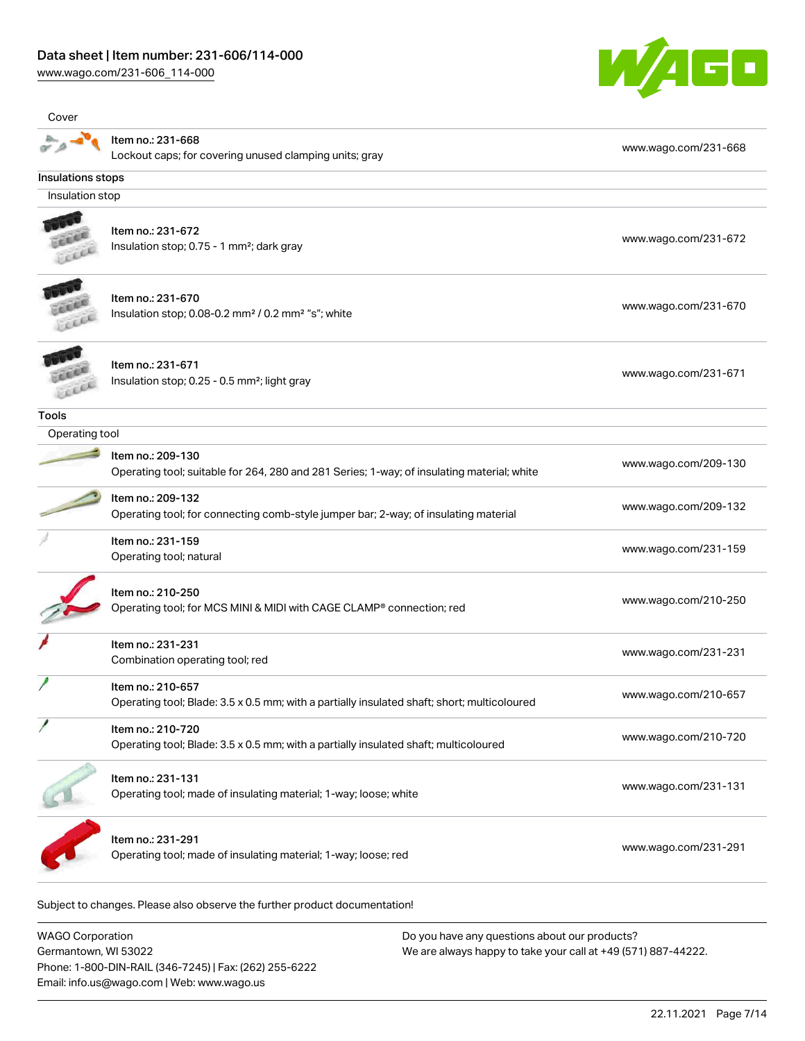Cover

| Item | Link |
| --- | --- |
| Item no.: 231-668<br>Lockout caps; for covering unused clamping units; gray | www.wago.com/231-668 |

Insulations stops

Insulation stop

| Item | Link |
| --- | --- |
| Item no.: 231-672<br>Insulation stop; 0.75 - 1 mm²; dark gray | www.wago.com/231-672 |
| Item no.: 231-670<br>Insulation stop; 0.08-0.2 mm² / 0.2 mm² "s"; white | www.wago.com/231-670 |
| Item no.: 231-671<br>Insulation stop; 0.25 - 0.5 mm²; light gray | www.wago.com/231-671 |

Tools

Operating tool

| Item | Link |
| --- | --- |
| Item no.: 209-130<br>Operating tool; suitable for 264, 280 and 281 Series; 1-way; of insulating material; white | www.wago.com/209-130 |
| Item no.: 209-132<br>Operating tool; for connecting comb-style jumper bar; 2-way; of insulating material | www.wago.com/209-132 |
| Item no.: 231-159<br>Operating tool; natural | www.wago.com/231-159 |
| Item no.: 210-250<br>Operating tool; for MCS MINI & MIDI with CAGE CLAMP® connection; red | www.wago.com/210-250 |
| Item no.: 231-231<br>Combination operating tool; red | www.wago.com/231-231 |
| Item no.: 210-657<br>Operating tool; Blade: 3.5 x 0.5 mm; with a partially insulated shaft; short; multicoloured | www.wago.com/210-657 |
| Item no.: 210-720<br>Operating tool; Blade: 3.5 x 0.5 mm; with a partially insulated shaft; multicoloured | www.wago.com/210-720 |
| Item no.: 231-131<br>Operating tool; made of insulating material; 1-way; loose; white | www.wago.com/231-131 |
| Item no.: 231-291<br>Operating tool; made of insulating material; 1-way; loose; red | www.wago.com/231-291 |

Subject to changes. Please also observe the further product documentation!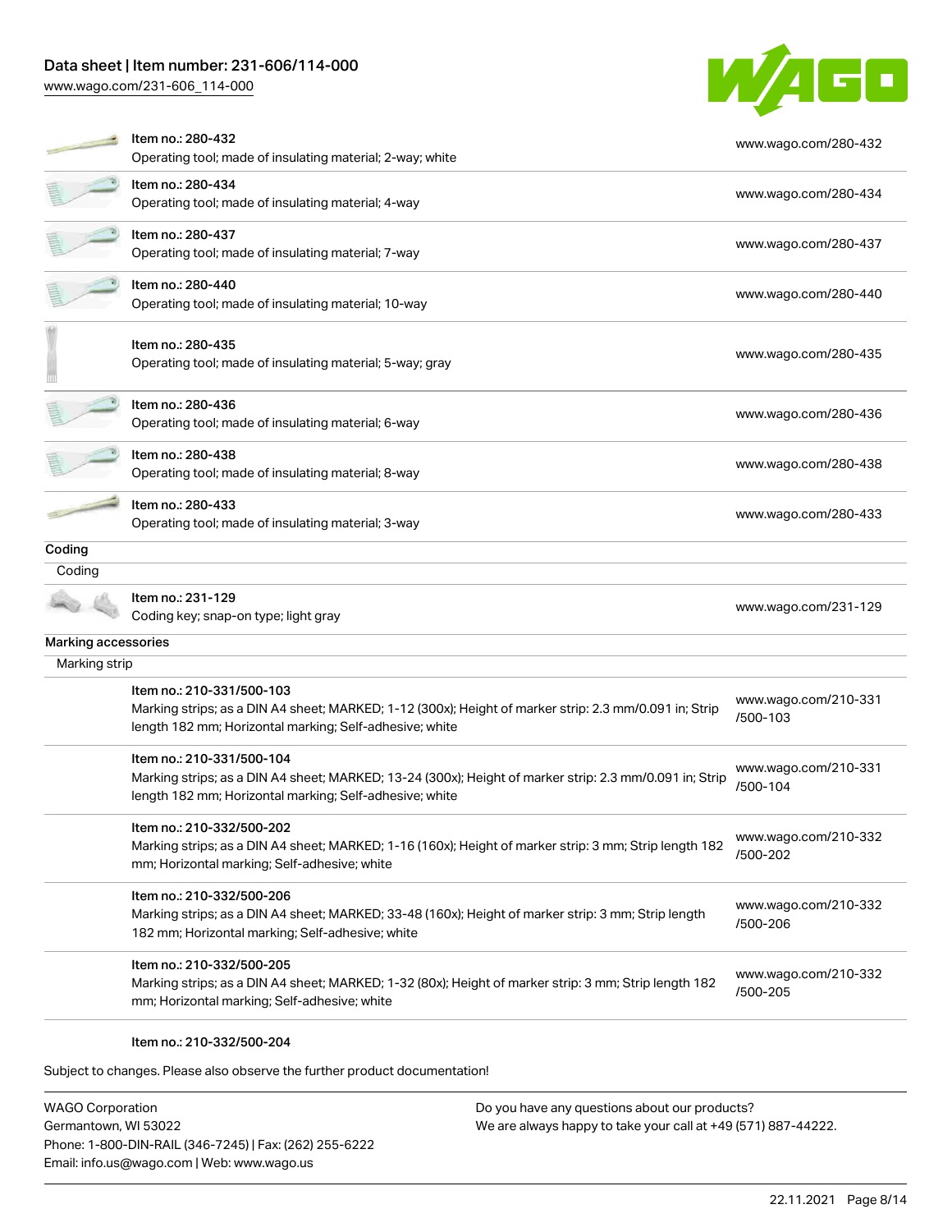| | |
|---|---|
| Item no.: 280-432<br>Operating tool; made of insulating material; 2-way; white | www.wago.com/280-432 |
| Item no.: 280-434<br>Operating tool; made of insulating material; 4-way | www.wago.com/280-434 |
| Item no.: 280-437<br>Operating tool; made of insulating material; 7-way | www.wago.com/280-437 |
| Item no.: 280-440<br>Operating tool; made of insulating material; 10-way | www.wago.com/280-440 |
| Item no.: 280-435<br>Operating tool; made of insulating material; 5-way; gray | www.wago.com/280-435 |
| Item no.: 280-436<br>Operating tool; made of insulating material; 6-way | www.wago.com/280-436 |
| Item no.: 280-438<br>Operating tool; made of insulating material; 8-way | www.wago.com/280-438 |
| Item no.: 280-433<br>Operating tool; made of insulating material; 3-way | www.wago.com/280-433 |

## Coding

### Coding

| | |
|---|---|
| Item no.: 231-129<br>Coding key; snap-on type; light gray | www.wago.com/231-129 |

## Marking accessories

### Marking strip

| | |
|---|---|
| Item no.: 210-331/500-103<br>Marking strips; as a DIN A4 sheet; MARKED; 1-12 (300x); Height of marker strip: 2.3 mm/0.091 in; Strip length 182 mm; Horizontal marking; Self-adhesive; white | www.wago.com/210-331/500-103 |
| Item no.: 210-331/500-104<br>Marking strips; as a DIN A4 sheet; MARKED; 13-24 (300x); Height of marker strip: 2.3 mm/0.091 in; Strip length 182 mm; Horizontal marking; Self-adhesive; white | www.wago.com/210-331/500-104 |
| Item no.: 210-332/500-202<br>Marking strips; as a DIN A4 sheet; MARKED; 1-16 (160x); Height of marker strip: 3 mm; Strip length 182 mm; Horizontal marking; Self-adhesive; white | www.wago.com/210-332/500-202 |
| Item no.: 210-332/500-206<br>Marking strips; as a DIN A4 sheet; MARKED; 33-48 (160x); Height of marker strip: 3 mm; Strip length 182 mm; Horizontal marking; Self-adhesive; white | www.wago.com/210-332/500-206 |
| Item no.: 210-332/500-205<br>Marking strips; as a DIN A4 sheet; MARKED; 1-32 (80x); Height of marker strip: 3 mm; Strip length 182 mm; Horizontal marking; Self-adhesive; white | www.wago.com/210-332/500-205 |

Item no.: 210-332/500-204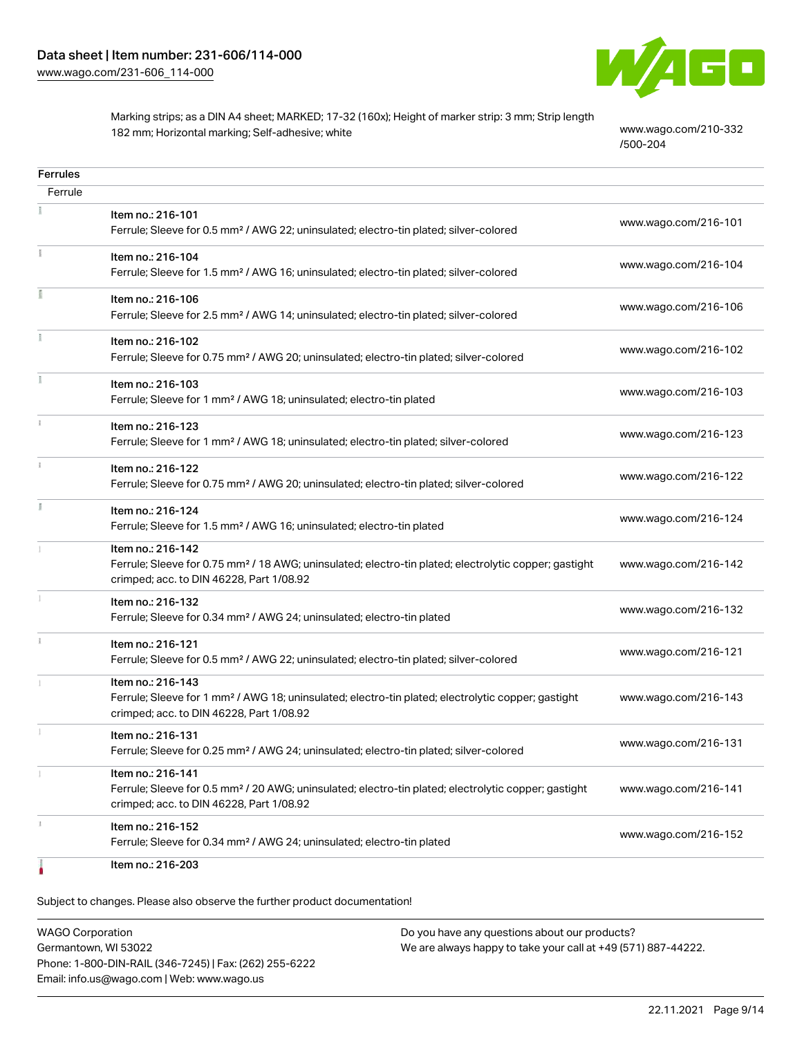| | |
|---|---|
| Marking strips; as a DIN A4 sheet; MARKED; 17-32 (160x); Height of marker strip: 3 mm; Strip length 182 mm; Horizontal marking; Self-adhesive; white | www.wago.com/210-332/500-204 |

## Ferrules

### Ferrule

| Item | Link |
|---|---|
| Item no.: 216-101<br>Ferrule; Sleeve for 0.5 mm² / AWG 22; uninsulated; electro-tin plated; silver-colored | www.wago.com/216-101 |
| Item no.: 216-104<br>Ferrule; Sleeve for 1.5 mm² / AWG 16; uninsulated; electro-tin plated; silver-colored | www.wago.com/216-104 |
| Item no.: 216-106<br>Ferrule; Sleeve for 2.5 mm² / AWG 14; uninsulated; electro-tin plated; silver-colored | www.wago.com/216-106 |
| Item no.: 216-102<br>Ferrule; Sleeve for 0.75 mm² / AWG 20; uninsulated; electro-tin plated; silver-colored | www.wago.com/216-102 |
| Item no.: 216-103<br>Ferrule; Sleeve for 1 mm² / AWG 18; uninsulated; electro-tin plated | www.wago.com/216-103 |
| Item no.: 216-123<br>Ferrule; Sleeve for 1 mm² / AWG 18; uninsulated; electro-tin plated; silver-colored | www.wago.com/216-123 |
| Item no.: 216-122<br>Ferrule; Sleeve for 0.75 mm² / AWG 20; uninsulated; electro-tin plated; silver-colored | www.wago.com/216-122 |
| Item no.: 216-124<br>Ferrule; Sleeve for 1.5 mm² / AWG 16; uninsulated; electro-tin plated | www.wago.com/216-124 |
| Item no.: 216-142<br>Ferrule; Sleeve for 0.75 mm² / 18 AWG; uninsulated; electro-tin plated; electrolytic copper; gastight crimped; acc. to DIN 46228, Part 1/08.92 | www.wago.com/216-142 |
| Item no.: 216-132<br>Ferrule; Sleeve for 0.34 mm² / AWG 24; uninsulated; electro-tin plated | www.wago.com/216-132 |
| Item no.: 216-121<br>Ferrule; Sleeve for 0.5 mm² / AWG 22; uninsulated; electro-tin plated; silver-colored | www.wago.com/216-121 |
| Item no.: 216-143<br>Ferrule; Sleeve for 1 mm² / AWG 18; uninsulated; electro-tin plated; electrolytic copper; gastight crimped; acc. to DIN 46228, Part 1/08.92 | www.wago.com/216-143 |
| Item no.: 216-131<br>Ferrule; Sleeve for 0.25 mm² / AWG 24; uninsulated; electro-tin plated; silver-colored | www.wago.com/216-131 |
| Item no.: 216-141<br>Ferrule; Sleeve for 0.5 mm² / 20 AWG; uninsulated; electro-tin plated; electrolytic copper; gastight crimped; acc. to DIN 46228, Part 1/08.92 | www.wago.com/216-141 |
| Item no.: 216-152<br>Ferrule; Sleeve for 0.34 mm² / AWG 24; uninsulated; electro-tin plated | www.wago.com/216-152 |
| Item no.: 216-203 | |

Subject to changes. Please also observe the further product documentation!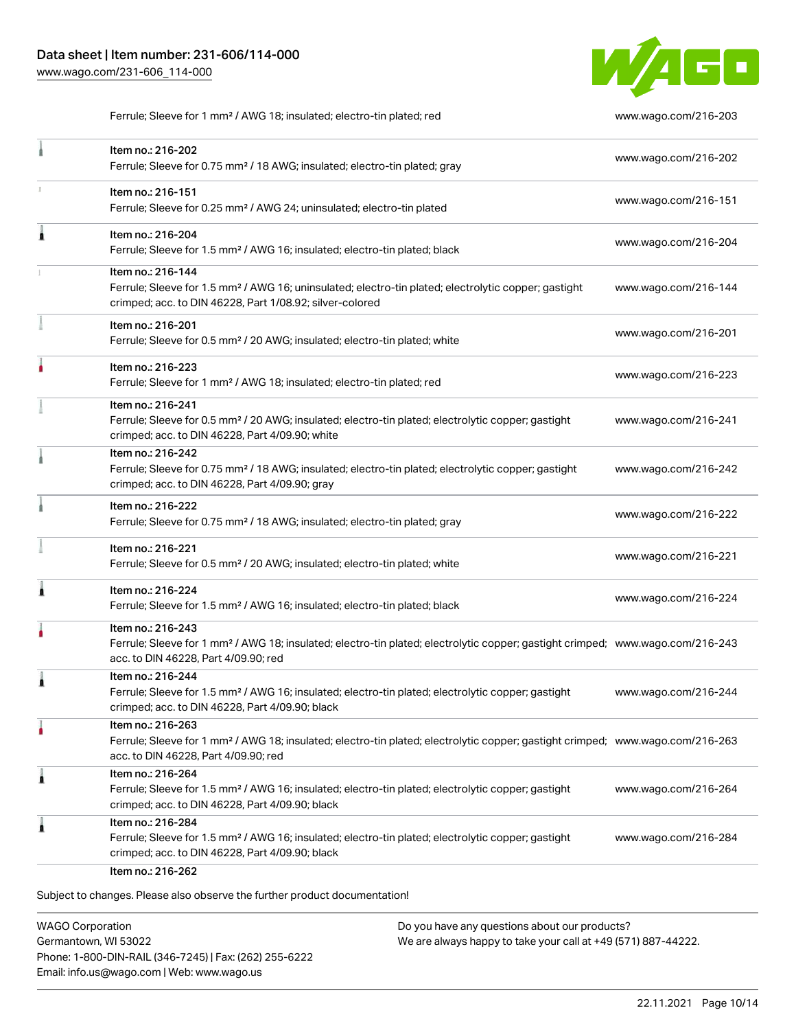| | |
|---|---|
| Ferrule; Sleeve for 1 mm² / AWG 18; insulated; electro-tin plated; red | www.wago.com/216-203 |
| Item no.: 216-202<br>Ferrule; Sleeve for 0.75 mm² / 18 AWG; insulated; electro-tin plated; gray | www.wago.com/216-202 |
| Item no.: 216-151<br>Ferrule; Sleeve for 0.25 mm² / AWG 24; uninsulated; electro-tin plated | www.wago.com/216-151 |
| Item no.: 216-204<br>Ferrule; Sleeve for 1.5 mm² / AWG 16; insulated; electro-tin plated; black | www.wago.com/216-204 |
| Item no.: 216-144<br>Ferrule; Sleeve for 1.5 mm² / AWG 16; uninsulated; electro-tin plated; electrolytic copper; gastight crimped; acc. to DIN 46228, Part 1/08.92; silver-colored | www.wago.com/216-144 |
| Item no.: 216-201<br>Ferrule; Sleeve for 0.5 mm² / 20 AWG; insulated; electro-tin plated; white | www.wago.com/216-201 |
| Item no.: 216-223<br>Ferrule; Sleeve for 1 mm² / AWG 18; insulated; electro-tin plated; red | www.wago.com/216-223 |
| Item no.: 216-241<br>Ferrule; Sleeve for 0.5 mm² / 20 AWG; insulated; electro-tin plated; electrolytic copper; gastight crimped; acc. to DIN 46228, Part 4/09.90; white | www.wago.com/216-241 |
| Item no.: 216-242<br>Ferrule; Sleeve for 0.75 mm² / 18 AWG; insulated; electro-tin plated; electrolytic copper; gastight crimped; acc. to DIN 46228, Part 4/09.90; gray | www.wago.com/216-242 |
| Item no.: 216-222<br>Ferrule; Sleeve for 0.75 mm² / 18 AWG; insulated; electro-tin plated; gray | www.wago.com/216-222 |
| Item no.: 216-221<br>Ferrule; Sleeve for 0.5 mm² / 20 AWG; insulated; electro-tin plated; white | www.wago.com/216-221 |
| Item no.: 216-224<br>Ferrule; Sleeve for 1.5 mm² / AWG 16; insulated; electro-tin plated; black | www.wago.com/216-224 |
| Item no.: 216-243<br>Ferrule; Sleeve for 1 mm² / AWG 18; insulated; electro-tin plated; electrolytic copper; gastight crimped; acc. to DIN 46228, Part 4/09.90; red | www.wago.com/216-243 |
| Item no.: 216-244<br>Ferrule; Sleeve for 1.5 mm² / AWG 16; insulated; electro-tin plated; electrolytic copper; gastight crimped; acc. to DIN 46228, Part 4/09.90; black | www.wago.com/216-244 |
| Item no.: 216-263<br>Ferrule; Sleeve for 1 mm² / AWG 18; insulated; electro-tin plated; electrolytic copper; gastight crimped; acc. to DIN 46228, Part 4/09.90; red | www.wago.com/216-263 |
| Item no.: 216-264<br>Ferrule; Sleeve for 1.5 mm² / AWG 16; insulated; electro-tin plated; electrolytic copper; gastight crimped; acc. to DIN 46228, Part 4/09.90; black | www.wago.com/216-264 |
| Item no.: 216-284<br>Ferrule; Sleeve for 1.5 mm² / AWG 16; insulated; electro-tin plated; electrolytic copper; gastight crimped; acc. to DIN 46228, Part 4/09.90; black | www.wago.com/216-284 |
| Item no.: 216-262 | |

Subject to changes. Please also observe the further product documentation!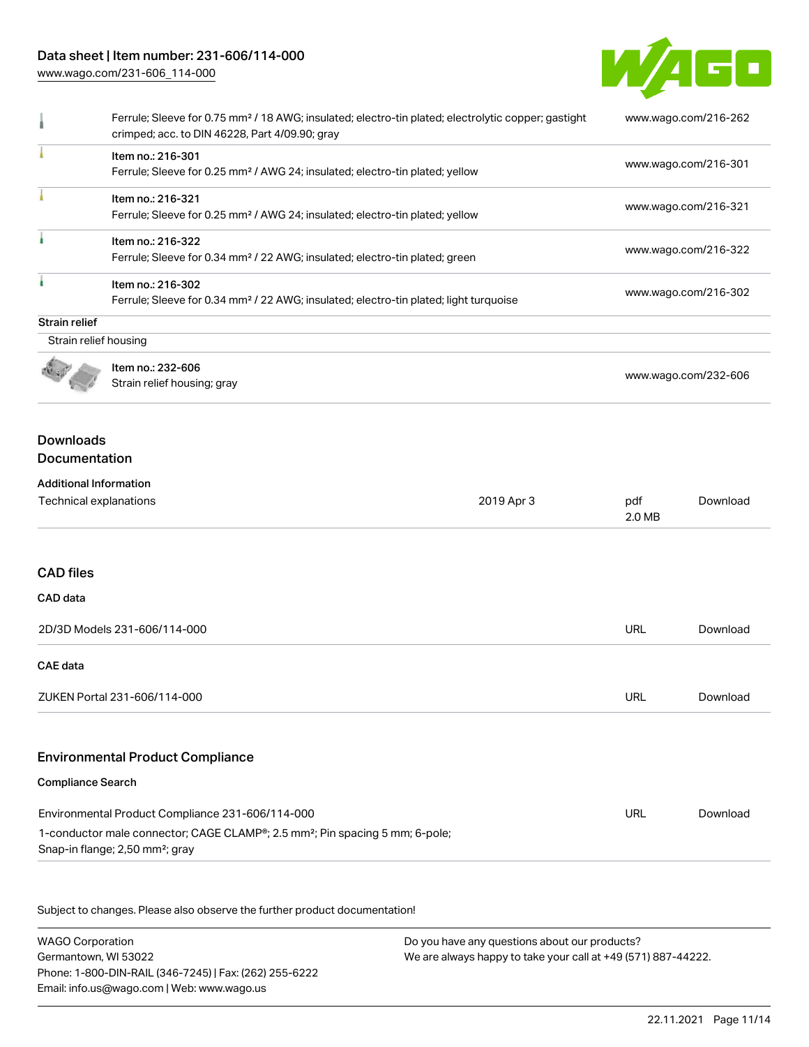| | | |
|---|---|---|
| | Ferrule; Sleeve for 0.75 mm² / 18 AWG; insulated; electro-tin plated; electrolytic copper; gastight crimped; acc. to DIN 46228, Part 4/09.90; gray | www.wago.com/216-262 |
| | Item no.: 216-301<br>Ferrule; Sleeve for 0.25 mm² / AWG 24; insulated; electro-tin plated; yellow | www.wago.com/216-301 |
| | Item no.: 216-321<br>Ferrule; Sleeve for 0.25 mm² / AWG 24; insulated; electro-tin plated; yellow | www.wago.com/216-321 |
| | Item no.: 216-322<br>Ferrule; Sleeve for 0.34 mm² / 22 AWG; insulated; electro-tin plated; green | www.wago.com/216-322 |
| | Item no.: 216-302<br>Ferrule; Sleeve for 0.34 mm² / 22 AWG; insulated; electro-tin plated; light turquoise | www.wago.com/216-302 |

**Strain relief**

Strain relief housing

| | | |
|---|---|---|
| | Item no.: 232-606<br>Strain relief housing; gray | www.wago.com/232-606 |

## Downloads

## Documentation

**Additional Information**

| | | | |
|---|---|---|---|
| Technical explanations | 2019 Apr 3 | pdf<br>2.0 MB | Download |

## CAD files

**CAD data**

| | | |
|---|---|---|
| 2D/3D Models 231-606/114-000 | URL | Download |

**CAE data**

| | | |
|---|---|---|
| ZUKEN Portal 231-606/114-000 | URL | Download |

## Environmental Product Compliance

**Compliance Search**

| | | |
|---|---|---|
| Environmental Product Compliance 231-606/114-000<br>1-conductor male connector; CAGE CLAMP®; 2.5 mm²; Pin spacing 5 mm; 6-pole; Snap-in flange; 2,50 mm²; gray | URL | Download |

Subject to changes. Please also observe the further product documentation!

WAGO Corporation
Germantown, WI 53022
Phone: 1-800-DIN-RAIL (346-7245) | Fax: (262) 255-6222
Email: info.us@wago.com | Web: www.wago.us

Do you have any questions about our products?
We are always happy to take your call at +49 (571) 887-44222.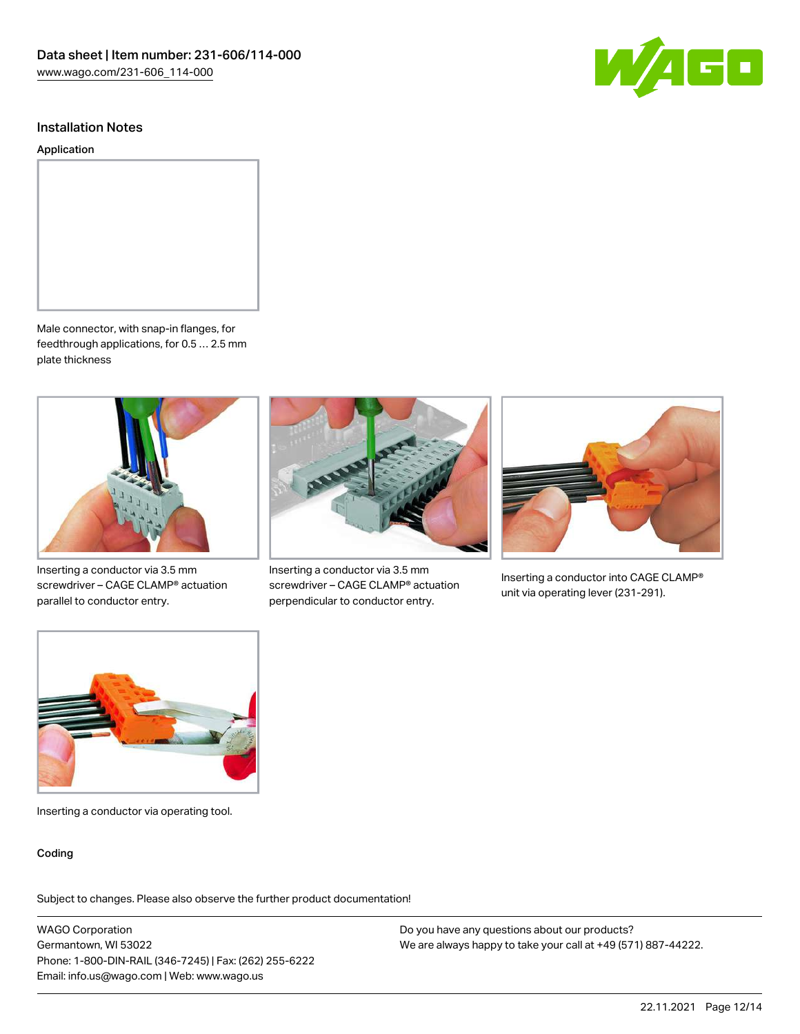## Installation Notes

### Application

Male connector, with snap-in flanges, for feedthrough applications, for 0.5 … 2.5 mm plate thickness

Inserting a conductor via 3.5 mm screwdriver – CAGE CLAMP® actuation parallel to conductor entry.

Inserting a conductor via 3.5 mm screwdriver – CAGE CLAMP® actuation perpendicular to conductor entry.

Inserting a conductor into CAGE CLAMP® unit via operating lever (231-291).

Inserting a conductor via operating tool.

### Coding

Subject to changes. Please also observe the further product documentation!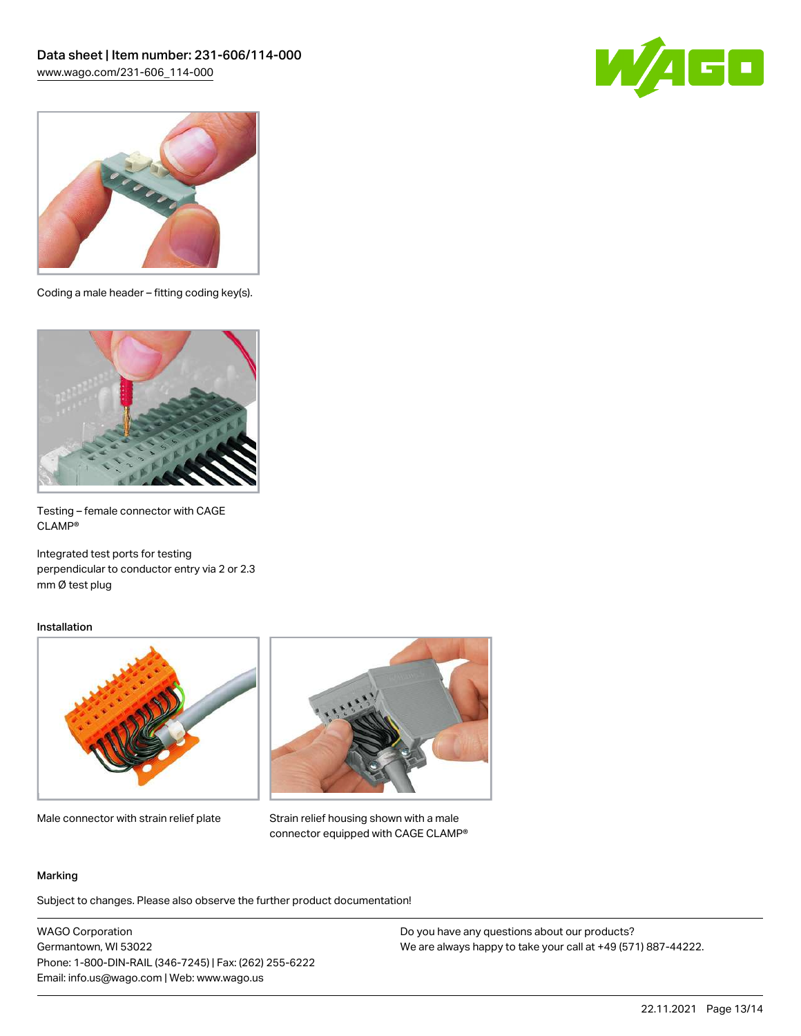Coding a male header – fitting coding key(s).

Testing – female connector with CAGE CLAMP®

Integrated test ports for testing perpendicular to conductor entry via 2 or 2.3 mm Ø test plug

Installation

Male connector with strain relief plate

Strain relief housing shown with a male connector equipped with CAGE CLAMP®

Marking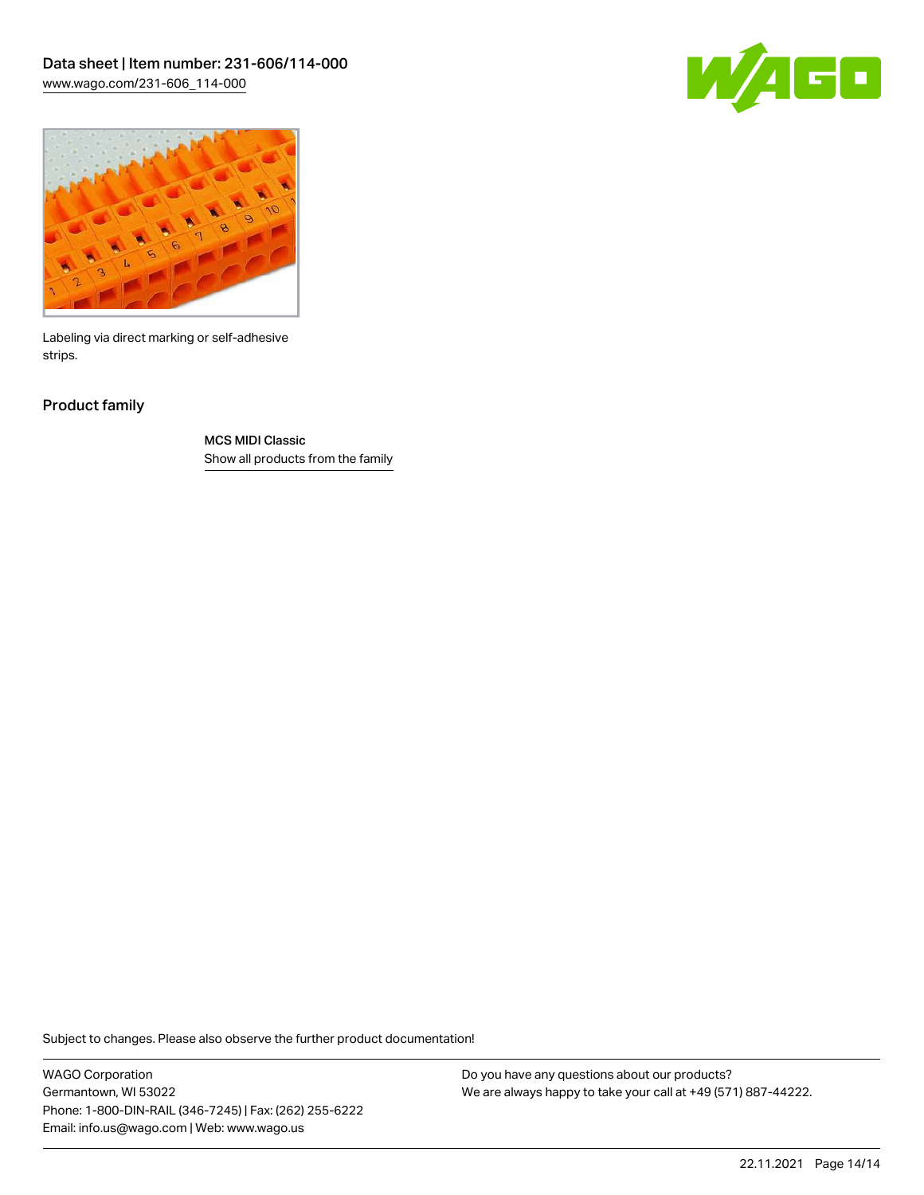Labeling via direct marking or self-adhesive strips.

## Product family

**MCS MIDI Classic**
Show all products from the family

Subject to changes. Please also observe the further product documentation!

WAGO Corporation
Germantown, WI 53022
Phone: 1-800-DIN-RAIL (346-7245) | Fax: (262) 255-6222
Email: info.us@wago.com | Web: www.wago.us

Do you have any questions about our products?
We are always happy to take your call at +49 (571) 887-44222.